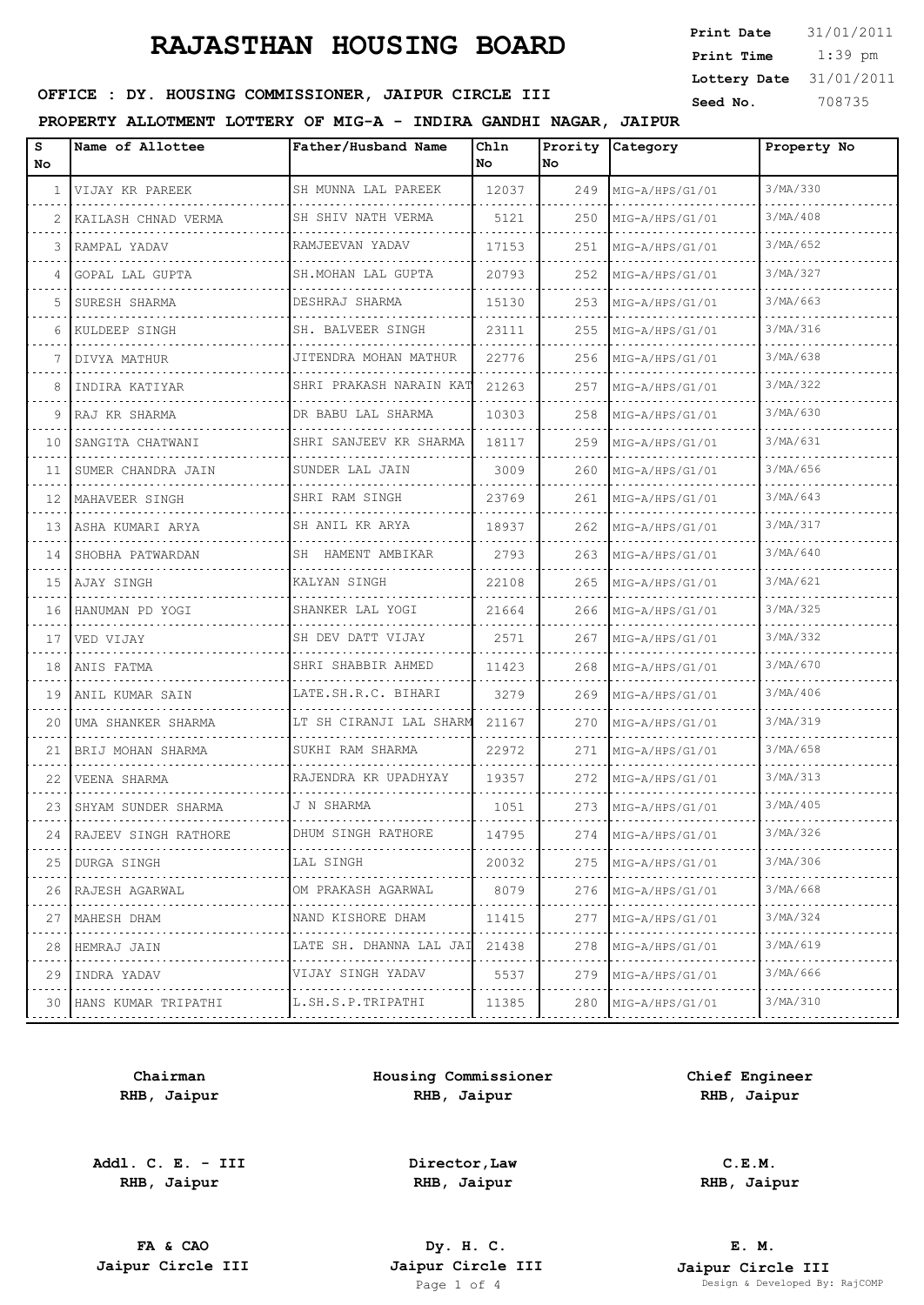# RAJASTHAN HOUSING BOARD

**Print Date** 31/01/2011
**Print Time** 1:39 pm
**Lottery Date** 31/01/2011
**Seed No.** 708735

**OFFICE : DY. HOUSING COMMISSIONER, JAIPUR CIRCLE III**

**PROPERTY ALLOTMENT LOTTERY OF MIG-A - INDIRA GANDHI NAGAR, JAIPUR**

| S No | Name of Allottee | Father/Husband Name | Chln No | Prority No | Category | Property No |
|---|---|---|---|---|---|---|
| 1 | VIJAY KR PAREEK | SH MUNNA LAL PAREEK | 12037 | 249 | MIG-A/HPS/G1/01 | 3/MA/330 |
| 2 | KAILASH CHNAD VERMA | SH SHIV NATH VERMA | 5121 | 250 | MIG-A/HPS/G1/01 | 3/MA/408 |
| 3 | RAMPAL YADAV | RAMJEEVAN YADAV | 17153 | 251 | MIG-A/HPS/G1/01 | 3/MA/652 |
| 4 | GOPAL LAL GUPTA | SH.MOHAN LAL GUPTA | 20793 | 252 | MIG-A/HPS/G1/01 | 3/MA/327 |
| 5 | SURESH SHARMA | DESHRAJ SHARMA | 15130 | 253 | MIG-A/HPS/G1/01 | 3/MA/663 |
| 6 | KULDEEP SINGH | SH. BALVEER SINGH | 23111 | 255 | MIG-A/HPS/G1/01 | 3/MA/316 |
| 7 | DIVYA MATHUR | JITENDRA MOHAN MATHUR | 22776 | 256 | MIG-A/HPS/G1/01 | 3/MA/638 |
| 8 | INDIRA KATIYAR | SHRI PRAKASH NARAIN KAT | 21263 | 257 | MIG-A/HPS/G1/01 | 3/MA/322 |
| 9 | RAJ KR SHARMA | DR BABU LAL SHARMA | 10303 | 258 | MIG-A/HPS/G1/01 | 3/MA/630 |
| 10 | SANGITA CHATWANI | SHRI SANJEEV KR SHARMA | 18117 | 259 | MIG-A/HPS/G1/01 | 3/MA/631 |
| 11 | SUMER CHANDRA JAIN | SUNDER LAL JAIN | 3009 | 260 | MIG-A/HPS/G1/01 | 3/MA/656 |
| 12 | MAHAVEER SINGH | SHRI RAM SINGH | 23769 | 261 | MIG-A/HPS/G1/01 | 3/MA/643 |
| 13 | ASHA KUMARI ARYA | SH ANIL KR ARYA | 18937 | 262 | MIG-A/HPS/G1/01 | 3/MA/317 |
| 14 | SHOBHA PATWARDAN | SH HAMENT AMBIKAR | 2793 | 263 | MIG-A/HPS/G1/01 | 3/MA/640 |
| 15 | AJAY SINGH | KALYAN SINGH | 22108 | 265 | MIG-A/HPS/G1/01 | 3/MA/621 |
| 16 | HANUMAN PD YOGI | SHANKER LAL YOGI | 21664 | 266 | MIG-A/HPS/G1/01 | 3/MA/325 |
| 17 | VED VIJAY | SH DEV DATT VIJAY | 2571 | 267 | MIG-A/HPS/G1/01 | 3/MA/332 |
| 18 | ANIS FATMA | SHRI SHABBIR AHMED | 11423 | 268 | MIG-A/HPS/G1/01 | 3/MA/670 |
| 19 | ANIL KUMAR SAIN | LATE.SH.R.C. BIHARI | 3279 | 269 | MIG-A/HPS/G1/01 | 3/MA/406 |
| 20 | UMA SHANKER SHARMA | LT SH CIRANJI LAL SHARM | 21167 | 270 | MIG-A/HPS/G1/01 | 3/MA/319 |
| 21 | BRIJ MOHAN SHARMA | SUKHI RAM SHARMA | 22972 | 271 | MIG-A/HPS/G1/01 | 3/MA/658 |
| 22 | VEENA SHARMA | RAJENDRA KR UPADHYAY | 19357 | 272 | MIG-A/HPS/G1/01 | 3/MA/313 |
| 23 | SHYAM SUNDER SHARMA | J N SHARMA | 1051 | 273 | MIG-A/HPS/G1/01 | 3/MA/405 |
| 24 | RAJEEV SINGH RATHORE | DHUM SINGH RATHORE | 14795 | 274 | MIG-A/HPS/G1/01 | 3/MA/326 |
| 25 | DURGA SINGH | LAL SINGH | 20032 | 275 | MIG-A/HPS/G1/01 | 3/MA/306 |
| 26 | RAJESH AGARWAL | OM PRAKASH AGARWAL | 8079 | 276 | MIG-A/HPS/G1/01 | 3/MA/668 |
| 27 | MAHESH DHAM | NAND KISHORE DHAM | 11415 | 277 | MIG-A/HPS/G1/01 | 3/MA/324 |
| 28 | HEMRAJ JAIN | LATE SH. DHANNA LAL JAI | 21438 | 278 | MIG-A/HPS/G1/01 | 3/MA/619 |
| 29 | INDRA YADAV | VIJAY SINGH YADAV | 5537 | 279 | MIG-A/HPS/G1/01 | 3/MA/666 |
| 30 | HANS KUMAR TRIPATHI | L.SH.S.P.TRIPATHI | 11385 | 280 | MIG-A/HPS/G1/01 | 3/MA/310 |

**Chairman**
**RHB, Jaipur**

**Housing Commissioner**
**RHB, Jaipur**

**Chief Engineer**
**RHB, Jaipur**

**Addl. C. E. - III**
**RHB, Jaipur**

**Director,Law**
**RHB, Jaipur**

**C.E.M.**
**RHB, Jaipur**

**FA & CAO**
**Jaipur Circle III**

**Dy. H. C.**
**Jaipur Circle III**

**E. M.**
**Jaipur Circle III**

Design & Developed By: RajCOMP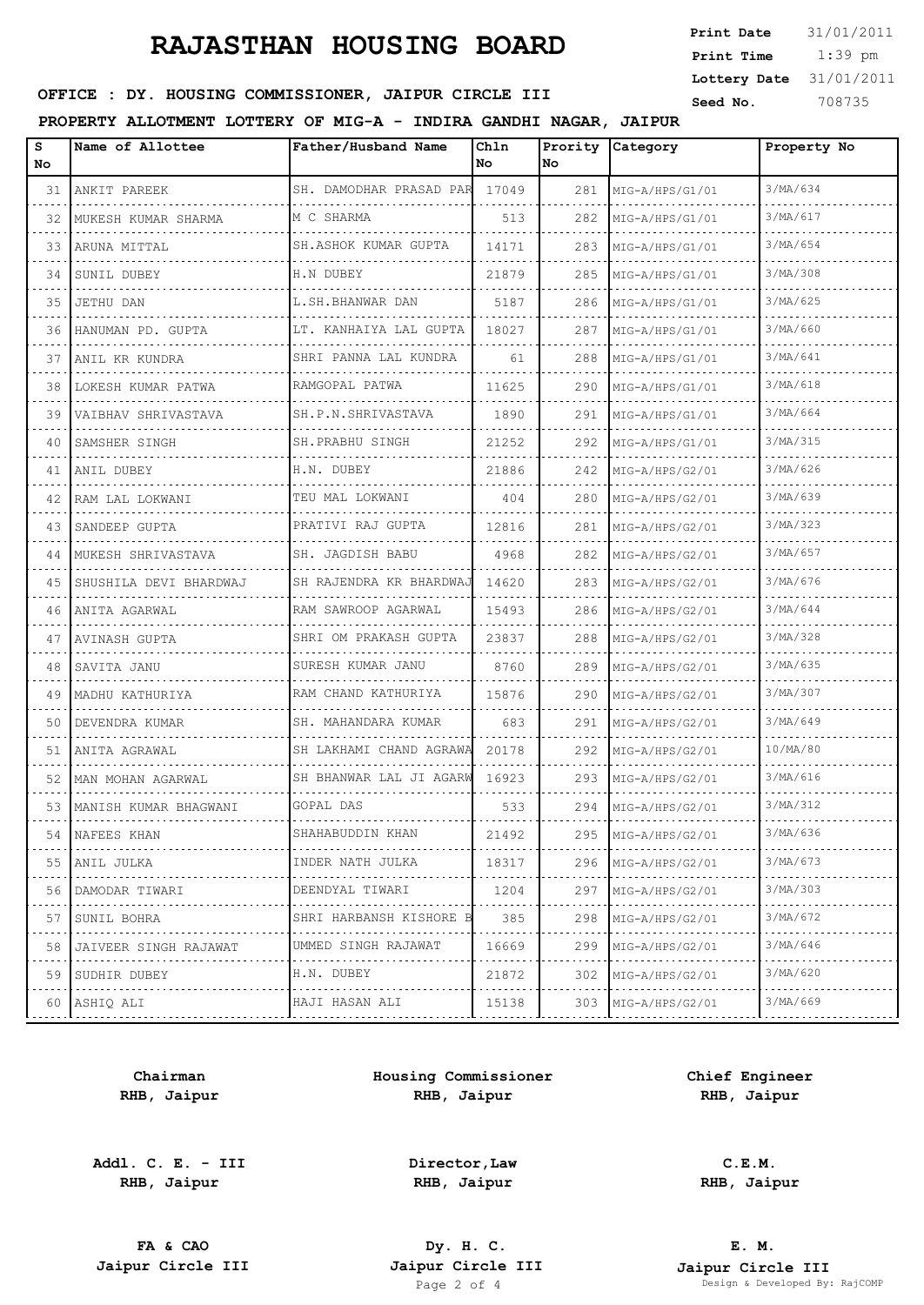# RAJASTHAN HOUSING BOARD

**Print Date** 31/01/2011
**Print Time** 1:39 pm
**Lottery Date** 31/01/2011
**Seed No.** 708735

**OFFICE : DY. HOUSING COMMISSIONER, JAIPUR CIRCLE III**

**PROPERTY ALLOTMENT LOTTERY OF MIG-A - INDIRA GANDHI NAGAR, JAIPUR**

| S No | Name of Allottee | Father/Husband Name | Chln No | Prority No | Category | Property No |
|---|---|---|---|---|---|---|
| 31 | ANKIT PAREEK | SH. DAMODHAR PRASAD PAR | 17049 | 281 | MIG-A/HPS/G1/01 | 3/MA/634 |
| 32 | MUKESH KUMAR SHARMA | M C SHARMA | 513 | 282 | MIG-A/HPS/G1/01 | 3/MA/617 |
| 33 | ARUNA MITTAL | SH.ASHOK KUMAR GUPTA | 14171 | 283 | MIG-A/HPS/G1/01 | 3/MA/654 |
| 34 | SUNIL DUBEY | H.N DUBEY | 21879 | 285 | MIG-A/HPS/G1/01 | 3/MA/308 |
| 35 | JETHU DAN | L.SH.BHANWAR DAN | 5187 | 286 | MIG-A/HPS/G1/01 | 3/MA/625 |
| 36 | HANUMAN PD. GUPTA | LT. KANHAIYA LAL GUPTA | 18027 | 287 | MIG-A/HPS/G1/01 | 3/MA/660 |
| 37 | ANIL KR KUNDRA | SHRI PANNA LAL KUNDRA | 61 | 288 | MIG-A/HPS/G1/01 | 3/MA/641 |
| 38 | LOKESH KUMAR PATWA | RAMGOPAL PATWA | 11625 | 290 | MIG-A/HPS/G1/01 | 3/MA/618 |
| 39 | VAIBHAV SHRIVASTAVA | SH.P.N.SHRIVASTAVA | 1890 | 291 | MIG-A/HPS/G1/01 | 3/MA/664 |
| 40 | SAMSHER SINGH | SH.PRABHU SINGH | 21252 | 292 | MIG-A/HPS/G1/01 | 3/MA/315 |
| 41 | ANIL DUBEY | H.N. DUBEY | 21886 | 242 | MIG-A/HPS/G2/01 | 3/MA/626 |
| 42 | RAM LAL LOKWANI | TEU MAL LOKWANI | 404 | 280 | MIG-A/HPS/G2/01 | 3/MA/639 |
| 43 | SANDEEP GUPTA | PRATIVI RAJ GUPTA | 12816 | 281 | MIG-A/HPS/G2/01 | 3/MA/323 |
| 44 | MUKESH SHRIVASTAVA | SH. JAGDISH BABU | 4968 | 282 | MIG-A/HPS/G2/01 | 3/MA/657 |
| 45 | SHUSHILA DEVI BHARDWAJ | SH RAJENDRA KR BHARDWAJ | 14620 | 283 | MIG-A/HPS/G2/01 | 3/MA/676 |
| 46 | ANITA AGARWAL | RAM SAWROOP AGARWAL | 15493 | 286 | MIG-A/HPS/G2/01 | 3/MA/644 |
| 47 | AVINASH GUPTA | SHRI OM PRAKASH GUPTA | 23837 | 288 | MIG-A/HPS/G2/01 | 3/MA/328 |
| 48 | SAVITA JANU | SURESH KUMAR JANU | 8760 | 289 | MIG-A/HPS/G2/01 | 3/MA/635 |
| 49 | MADHU KATHURIYA | RAM CHAND KATHURIYA | 15876 | 290 | MIG-A/HPS/G2/01 | 3/MA/307 |
| 50 | DEVENDRA KUMAR | SH. MAHANDARA KUMAR | 683 | 291 | MIG-A/HPS/G2/01 | 3/MA/649 |
| 51 | ANITA AGRAWAL | SH LAKHAMI CHAND AGRAWA | 20178 | 292 | MIG-A/HPS/G2/01 | 10/MA/80 |
| 52 | MAN MOHAN AGARWAL | SH BHANWAR LAL JI AGARW | 16923 | 293 | MIG-A/HPS/G2/01 | 3/MA/616 |
| 53 | MANISH KUMAR BHAGWANI | GOPAL DAS | 533 | 294 | MIG-A/HPS/G2/01 | 3/MA/312 |
| 54 | NAFEES KHAN | SHAHABUDDIN KHAN | 21492 | 295 | MIG-A/HPS/G2/01 | 3/MA/636 |
| 55 | ANIL JULKA | INDER NATH JULKA | 18317 | 296 | MIG-A/HPS/G2/01 | 3/MA/673 |
| 56 | DAMODAR TIWARI | DEENDYAL TIWARI | 1204 | 297 | MIG-A/HPS/G2/01 | 3/MA/303 |
| 57 | SUNIL BOHRA | SHRI HARBANSH KISHORE B | 385 | 298 | MIG-A/HPS/G2/01 | 3/MA/672 |
| 58 | JAIVEER SINGH RAJAWAT | UMMED SINGH RAJAWAT | 16669 | 299 | MIG-A/HPS/G2/01 | 3/MA/646 |
| 59 | SUDHIR DUBEY | H.N. DUBEY | 21872 | 302 | MIG-A/HPS/G2/01 | 3/MA/620 |
| 60 | ASHIQ ALI | HAJI HASAN ALI | 15138 | 303 | MIG-A/HPS/G2/01 | 3/MA/669 |

| | | |
|---|---|---|
| **Chairman RHB, Jaipur** | **Housing Commissioner RHB, Jaipur** | **Chief Engineer RHB, Jaipur** |
| **Addl. C. E. - III RHB, Jaipur** | **Director,Law RHB, Jaipur** | **C.E.M. RHB, Jaipur** |
| **FA & CAO Jaipur Circle III** | **Dy. H. C. Jaipur Circle III** | **E. M. Jaipur Circle III** |

Design & Developed By: RajCOMP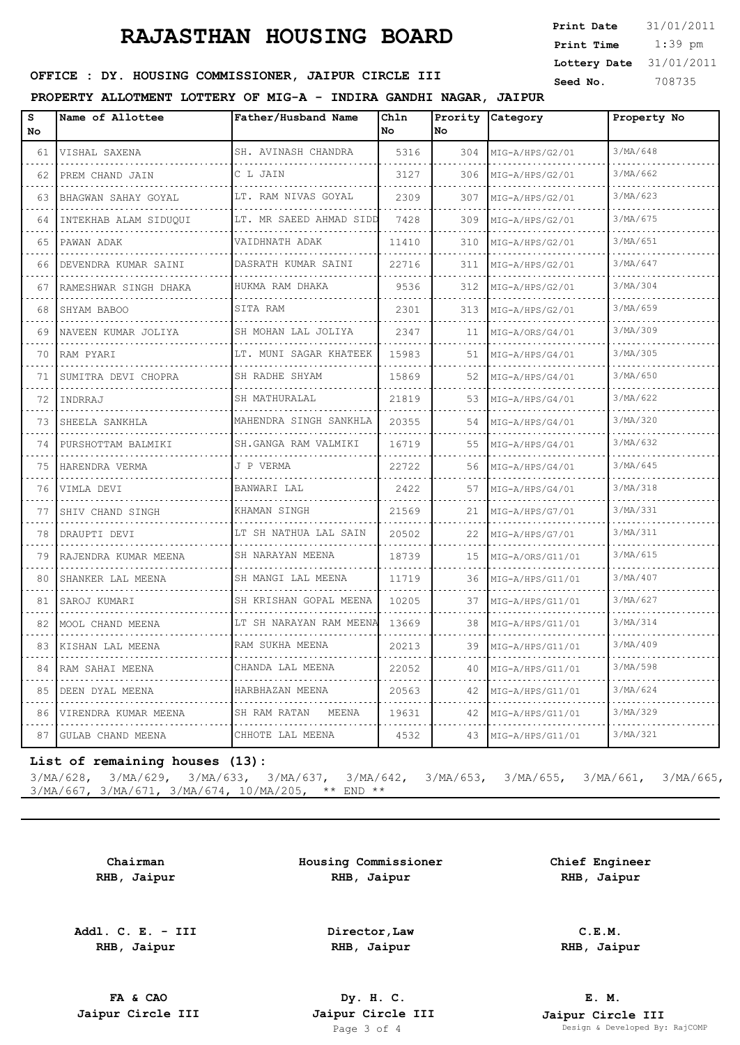# RAJASTHAN HOUSING BOARD

**Print Date** 31/01/2011
**Print Time** 1:39 pm
**Lottery Date** 31/01/2011
**Seed No.** 708735

**OFFICE : DY. HOUSING COMMISSIONER, JAIPUR CIRCLE III**

**PROPERTY ALLOTMENT LOTTERY OF MIG-A - INDIRA GANDHI NAGAR, JAIPUR**

| S No | Name of Allottee | Father/Husband Name | Chln No | Prority No | Category | Property No |
|---|---|---|---|---|---|---|
| 61 | VISHAL SAXENA | SH. AVINASH CHANDRA | 5316 | 304 | MIG-A/HPS/G2/01 | 3/MA/648 |
| 62 | PREM CHAND JAIN | C L JAIN | 3127 | 306 | MIG-A/HPS/G2/01 | 3/MA/662 |
| 63 | BHAGWAN SAHAY GOYAL | LT. RAM NIVAS GOYAL | 2309 | 307 | MIG-A/HPS/G2/01 | 3/MA/623 |
| 64 | INTEKHAB ALAM SIDUQUI | LT. MR SAEED AHMAD SIDD | 7428 | 309 | MIG-A/HPS/G2/01 | 3/MA/675 |
| 65 | PAWAN ADAK | VAIDHNATH ADAK | 11410 | 310 | MIG-A/HPS/G2/01 | 3/MA/651 |
| 66 | DEVENDRA KUMAR SAINI | DASRATH KUMAR SAINI | 22716 | 311 | MIG-A/HPS/G2/01 | 3/MA/647 |
| 67 | RAMESHWAR SINGH DHAKA | HUKMA RAM DHAKA | 9536 | 312 | MIG-A/HPS/G2/01 | 3/MA/304 |
| 68 | SHYAM BABOO | SITA RAM | 2301 | 313 | MIG-A/HPS/G2/01 | 3/MA/659 |
| 69 | NAVEEN KUMAR JOLIYA | SH MOHAN LAL JOLIYA | 2347 | 11 | MIG-A/ORS/G4/01 | 3/MA/309 |
| 70 | RAM PYARI | LT. MUNI SAGAR KHATEEK | 15983 | 51 | MIG-A/HPS/G4/01 | 3/MA/305 |
| 71 | SUMITRA DEVI CHOPRA | SH RADHE SHYAM | 15869 | 52 | MIG-A/HPS/G4/01 | 3/MA/650 |
| 72 | INDRRAJ | SH MATHURALAL | 21819 | 53 | MIG-A/HPS/G4/01 | 3/MA/622 |
| 73 | SHEELA SANKHLA | MAHENDRA SINGH SANKHLA | 20355 | 54 | MIG-A/HPS/G4/01 | 3/MA/320 |
| 74 | PURSHOTTAM BALMIKI | SH.GANGA RAM VALMIKI | 16719 | 55 | MIG-A/HPS/G4/01 | 3/MA/632 |
| 75 | HARENDRA VERMA | J P VERMA | 22722 | 56 | MIG-A/HPS/G4/01 | 3/MA/645 |
| 76 | VIMLA DEVI | BANWARI LAL | 2422 | 57 | MIG-A/HPS/G4/01 | 3/MA/318 |
| 77 | SHIV CHAND SINGH | KHAMAN SINGH | 21569 | 21 | MIG-A/HPS/G7/01 | 3/MA/331 |
| 78 | DRAUPTI DEVI | LT SH NATHUA LAL SAIN | 20502 | 22 | MIG-A/HPS/G7/01 | 3/MA/311 |
| 79 | RAJENDRA KUMAR MEENA | SH NARAYAN MEENA | 18739 | 15 | MIG-A/ORS/G11/01 | 3/MA/615 |
| 80 | SHANKER LAL MEENA | SH MANGI LAL MEENA | 11719 | 36 | MIG-A/HPS/G11/01 | 3/MA/407 |
| 81 | SAROJ KUMARI | SH KRISHAN GOPAL MEENA | 10205 | 37 | MIG-A/HPS/G11/01 | 3/MA/627 |
| 82 | MOOL CHAND MEENA | LT SH NARAYAN RAM MEENA | 13669 | 38 | MIG-A/HPS/G11/01 | 3/MA/314 |
| 83 | KISHAN LAL MEENA | RAM SUKHA MEENA | 20213 | 39 | MIG-A/HPS/G11/01 | 3/MA/409 |
| 84 | RAM SAHAI MEENA | CHANDA LAL MEENA | 22052 | 40 | MIG-A/HPS/G11/01 | 3/MA/598 |
| 85 | DEEN DYAL MEENA | HARBHAZAN MEENA | 20563 | 42 | MIG-A/HPS/G11/01 | 3/MA/624 |
| 86 | VIRENDRA KUMAR MEENA | SH RAM RATAN MEENA | 19631 | 42 | MIG-A/HPS/G11/01 | 3/MA/329 |
| 87 | GULAB CHAND MEENA | CHHOTE LAL MEENA | 4532 | 43 | MIG-A/HPS/G11/01 | 3/MA/321 |

**List of remaining houses (13):**

3/MA/628, 3/MA/629, 3/MA/633, 3/MA/637, 3/MA/642, 3/MA/653, 3/MA/655, 3/MA/661, 3/MA/665, 3/MA/667, 3/MA/671, 3/MA/674, 10/MA/205, ** END **

| | | |
|---|---|---|
| **Chairman**<br>**RHB, Jaipur** | **Housing Commissioner**<br>**RHB, Jaipur** | **Chief Engineer**<br>**RHB, Jaipur** |
| **Addl. C. E. - III**<br>**RHB, Jaipur** | **Director,Law**<br>**RHB, Jaipur** | **C.E.M.**<br>**RHB, Jaipur** |
| **FA & CAO**<br>**Jaipur Circle III** | **Dy. H. C.**<br>**Jaipur Circle III** | **E. M.**<br>**Jaipur Circle III** |

Design & Developed By: RajCOMP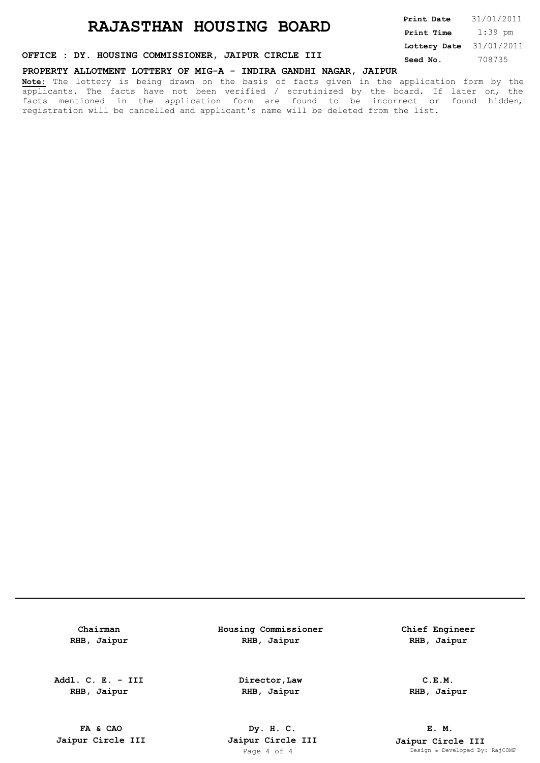# RAJASTHAN HOUSING BOARD

| | |
|---|---|
| **Print Date** | 31/01/2011 |
| **Print Time** | 1:39 pm |
| **Lottery Date** | 31/01/2011 |
| **Seed No.** | 708735 |

**OFFICE : DY. HOUSING COMMISSIONER, JAIPUR CIRCLE III**

**PROPERTY ALLOTMENT LOTTERY OF MIG-A - INDIRA GANDHI NAGAR, JAIPUR**

**Note:** The lottery is being drawn on the basis of facts given in the application form by the applicants. The facts have not been verified / scrutinized by the board. If later on, the facts mentioned in the application form are found to be incorrect or found hidden, registration will be cancelled and applicant's name will be deleted from the list.

| | | |
|---|---|---|
| **Chairman**<br>**RHB, Jaipur** | **Housing Commissioner**<br>**RHB, Jaipur** | **Chief Engineer**<br>**RHB, Jaipur** |
| **Addl. C. E. - III**<br>**RHB, Jaipur** | **Director,Law**<br>**RHB, Jaipur** | **C.E.M.**<br>**RHB, Jaipur** |
| **FA & CAO**<br>**Jaipur Circle III** | **Dy. H. C.**<br>**Jaipur Circle III** | **E. M.**<br>**Jaipur Circle III** |

Design & Developed By: RajCOMP